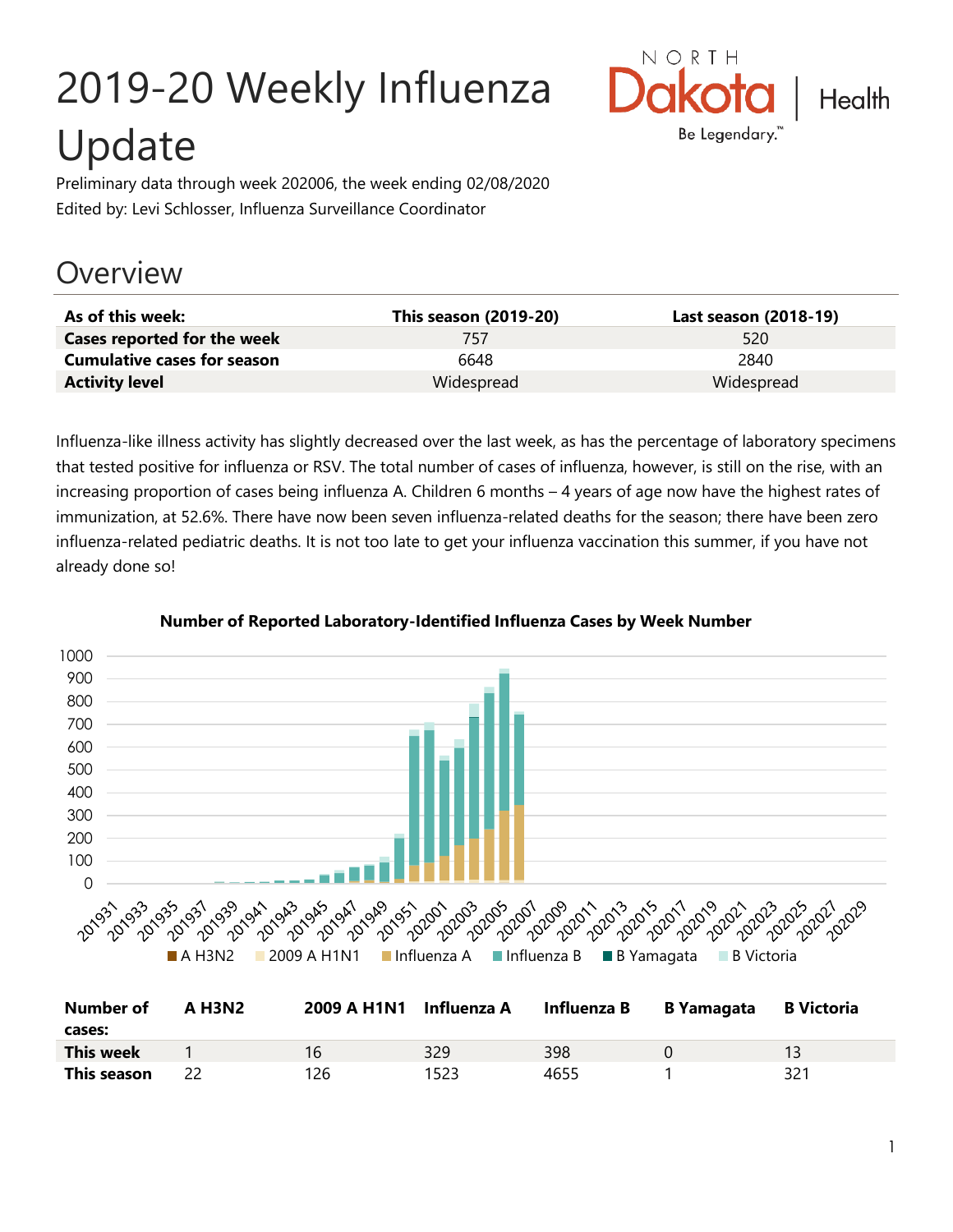# 2019-20 Weekly Influenza Update

Preliminary data through week 202006, the week ending 02/08/2020
Edited by: Levi Schlosser, Influenza Surveillance Coordinator

## Overview

| As of this week: | This season (2019-20) | Last season (2018-19) |
|---|---|---|
| **Cases reported for the week** | 757 | 520 |
| **Cumulative cases for season** | 6648 | 2840 |
| **Activity level** | Widespread | Widespread |

Influenza-like illness activity has slightly decreased over the last week, as has the percentage of laboratory specimens that tested positive for influenza or RSV. The total number of cases of influenza, however, is still on the rise, with an increasing proportion of cases being influenza A. Children 6 months – 4 years of age now have the highest rates of immunization, at 52.6%. There have now been seven influenza-related deaths for the season; there have been zero influenza-related pediatric deaths. It is not too late to get your influenza vaccination this summer, if you have not already done so!

**Number of Reported Laboratory-Identified Influenza Cases by Week Number**

| Number of cases: | A H3N2 | 2009 A H1N1 | Influenza A | Influenza B | B Yamagata | B Victoria |
|---|---|---|---|---|---|---|
| **This week** | 1 | 16 | 329 | 398 | 0 | 13 |
| **This season** | 22 | 126 | 1523 | 4655 | 1 | 321 |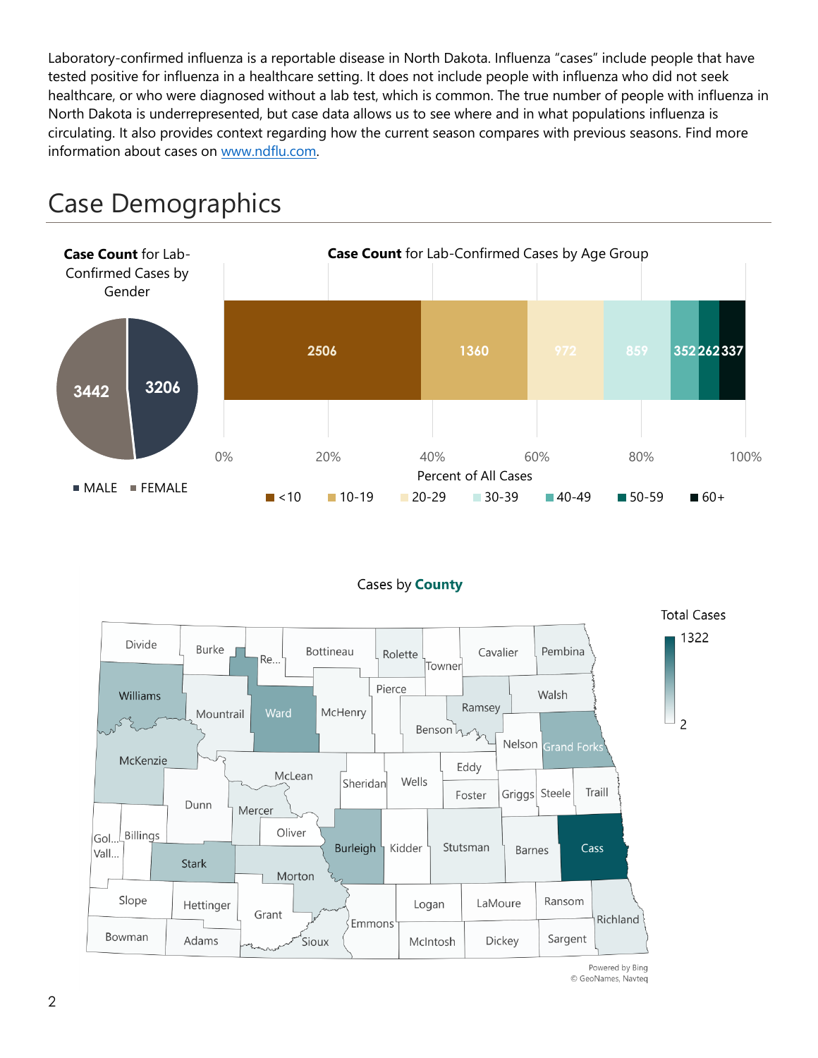Laboratory-confirmed influenza is a reportable disease in North Dakota. Influenza "cases" include people that have tested positive for influenza in a healthcare setting. It does not include people with influenza who did not seek healthcare, or who were diagnosed without a lab test, which is common. The true number of people with influenza in North Dakota is underrepresented, but case data allows us to see where and in what populations influenza is circulating. It also provides context regarding how the current season compares with previous seasons. Find more information about cases on www.ndflu.com.

# Case Demographics

**Case Count** for Lab-Confirmed Cases by Gender

| Gender | Case Count |
| --- | --- |
| MALE | 3206 |
| FEMALE | 3442 |

**Case Count** for Lab-Confirmed Cases by Age Group

| Age Group | Case Count |
| --- | --- |
| <10 | 2506 |
| 10-19 | 1360 |
| 20-29 | 972 |
| 30-39 | 859 |
| 40-49 | 352 |
| 50-59 | 262 |
| 60+ | 337 |

Percent of All Cases

Cases by **County**

Total Cases: 2 – 1322

Powered by Bing
© GeoNames, Navteq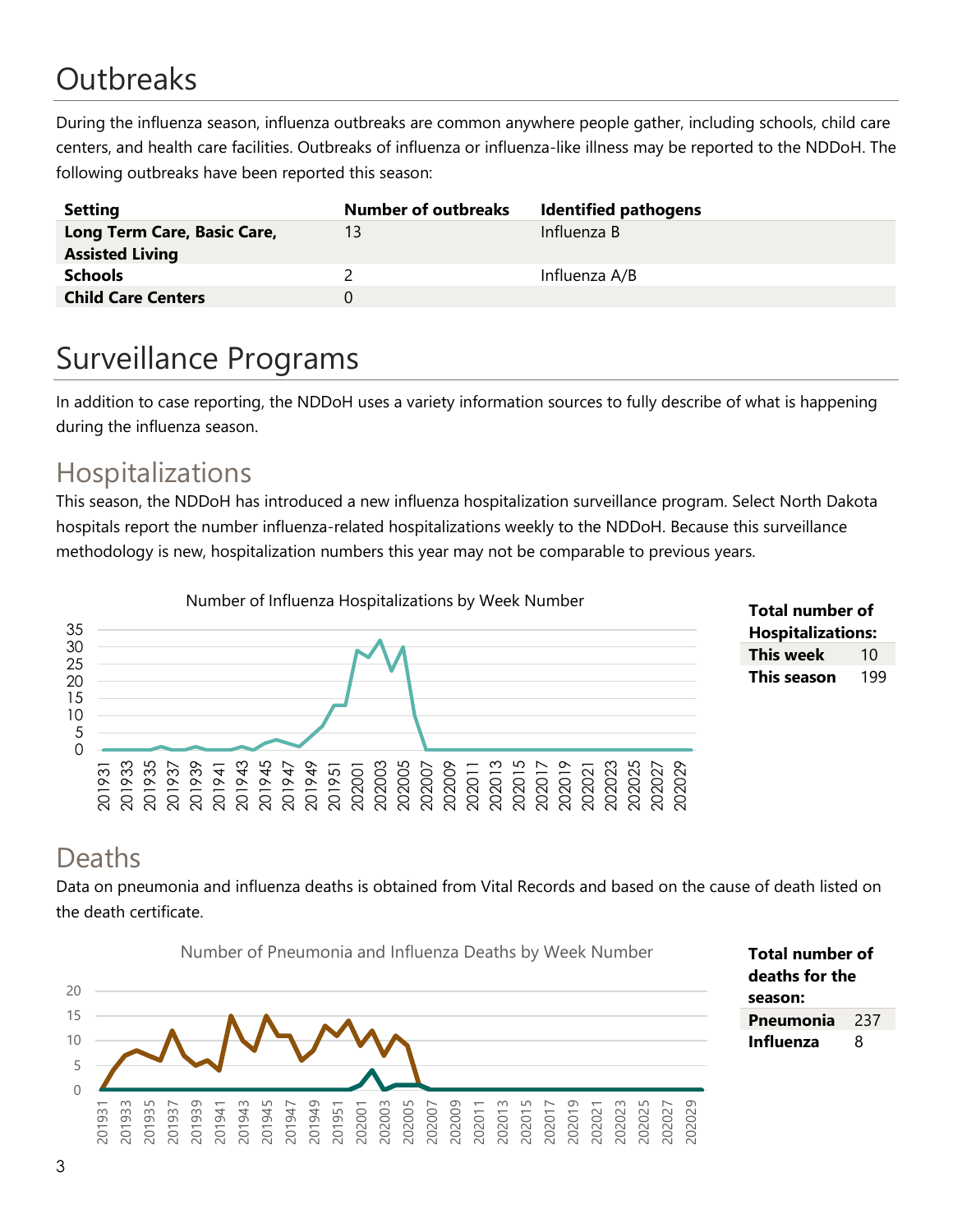# Outbreaks

During the influenza season, influenza outbreaks are common anywhere people gather, including schools, child care centers, and health care facilities. Outbreaks of influenza or influenza-like illness may be reported to the NDDoH. The following outbreaks have been reported this season:

| Setting | Number of outbreaks | Identified pathogens |
|---|---|---|
| **Long Term Care, Basic Care, Assisted Living** | 13 | Influenza B |
| **Schools** | 2 | Influenza A/B |
| **Child Care Centers** | 0 | |

# Surveillance Programs

In addition to case reporting, the NDDoH uses a variety information sources to fully describe of what is happening during the influenza season.

## Hospitalizations

This season, the NDDoH has introduced a new influenza hospitalization surveillance program. Select North Dakota hospitals report the number influenza-related hospitalizations weekly to the NDDoH. Because this surveillance methodology is new, hospitalization numbers this year may not be comparable to previous years.

Number of Influenza Hospitalizations by Week Number

| Total number of Hospitalizations: | |
|---|---|
| **This week** | 10 |
| **This season** | 199 |

## Deaths

Data on pneumonia and influenza deaths is obtained from Vital Records and based on the cause of death listed on the death certificate.

Number of Pneumonia and Influenza Deaths by Week Number

| Total number of deaths for the season: | |
|---|---|
| **Pneumonia** | 237 |
| **Influenza** | 8 |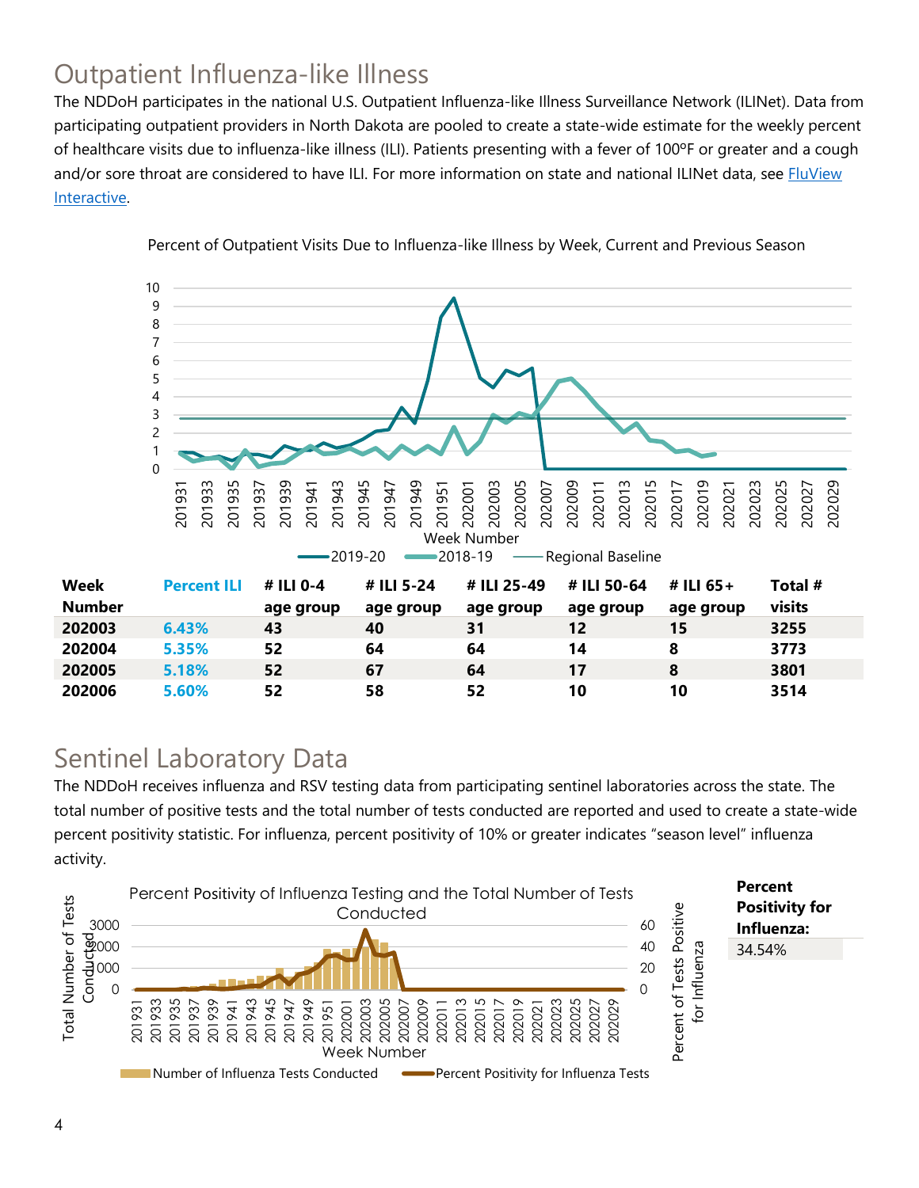# Outpatient Influenza-like Illness

The NDDoH participates in the national U.S. Outpatient Influenza-like Illness Surveillance Network (ILINet). Data from participating outpatient providers in North Dakota are pooled to create a state-wide estimate for the weekly percent of healthcare visits due to influenza-like illness (ILI). Patients presenting with a fever of 100ºF or greater and a cough and/or sore throat are considered to have ILI. For more information on state and national ILINet data, see FluView Interactive.

Percent of Outpatient Visits Due to Influenza-like Illness by Week, Current and Previous Season

| Week Number | Percent ILI | # ILI 0-4 age group | # ILI 5-24 age group | # ILI 25-49 age group | # ILI 50-64 age group | # ILI 65+ age group | Total # visits |
|---|---|---|---|---|---|---|---|
| 202003 | 6.43% | 43 | 40 | 31 | 12 | 15 | 3255 |
| 202004 | 5.35% | 52 | 64 | 64 | 14 | 8 | 3773 |
| 202005 | 5.18% | 52 | 67 | 64 | 17 | 8 | 3801 |
| 202006 | 5.60% | 52 | 58 | 52 | 10 | 10 | 3514 |

# Sentinel Laboratory Data

The NDDoH receives influenza and RSV testing data from participating sentinel laboratories across the state. The total number of positive tests and the total number of tests conducted are reported and used to create a state-wide percent positivity statistic. For influenza, percent positivity of 10% or greater indicates "season level" influenza activity.

Percent Positivity of Influenza Testing and the Total Number of Tests Conducted

**Percent Positivity for Influenza:** 34.54%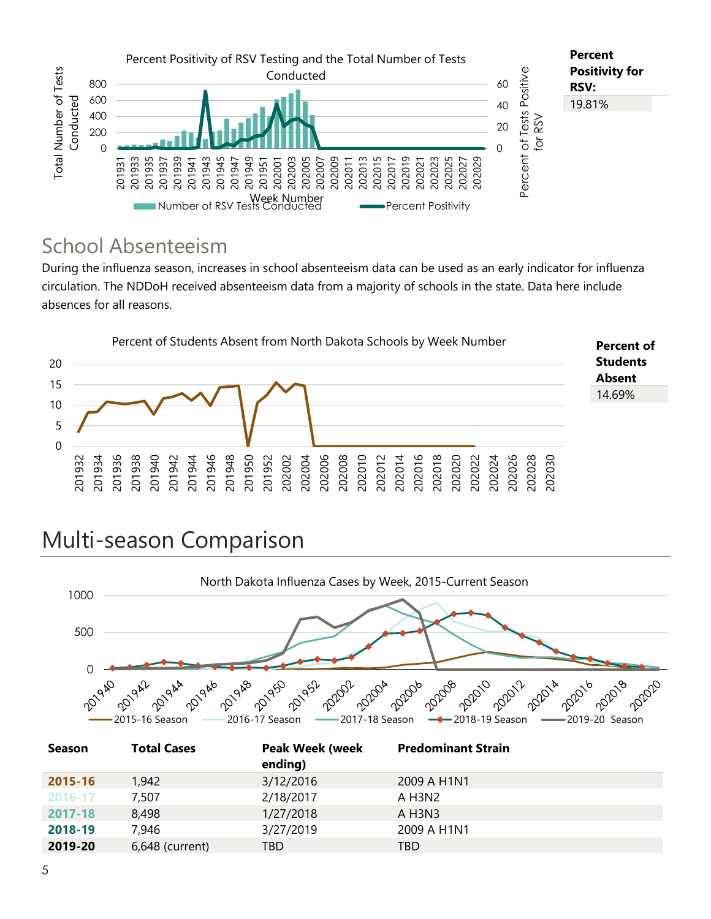Percent Positivity of RSV Testing and the Total Number of Tests Conducted

**Percent Positivity for RSV:**

19.81%

## School Absenteeism

During the influenza season, increases in school absenteeism data can be used as an early indicator for influenza circulation. The NDDoH received absenteeism data from a majority of schools in the state. Data here include absences for all reasons.

Percent of Students Absent from North Dakota Schools by Week Number

**Percent of Students Absent**

14.69%

# Multi-season Comparison

North Dakota Influenza Cases by Week, 2015-Current Season

| Season | Total Cases | Peak Week (week ending) | Predominant Strain |
|---|---|---|---|
| 2015-16 | 1,942 | 3/12/2016 | 2009 A H1N1 |
| 2016-17 | 7,507 | 2/18/2017 | A H3N2 |
| 2017-18 | 8,498 | 1/27/2018 | A H3N3 |
| 2018-19 | 7,946 | 3/27/2019 | 2009 A H1N1 |
| 2019-20 | 6,648 (current) | TBD | TBD |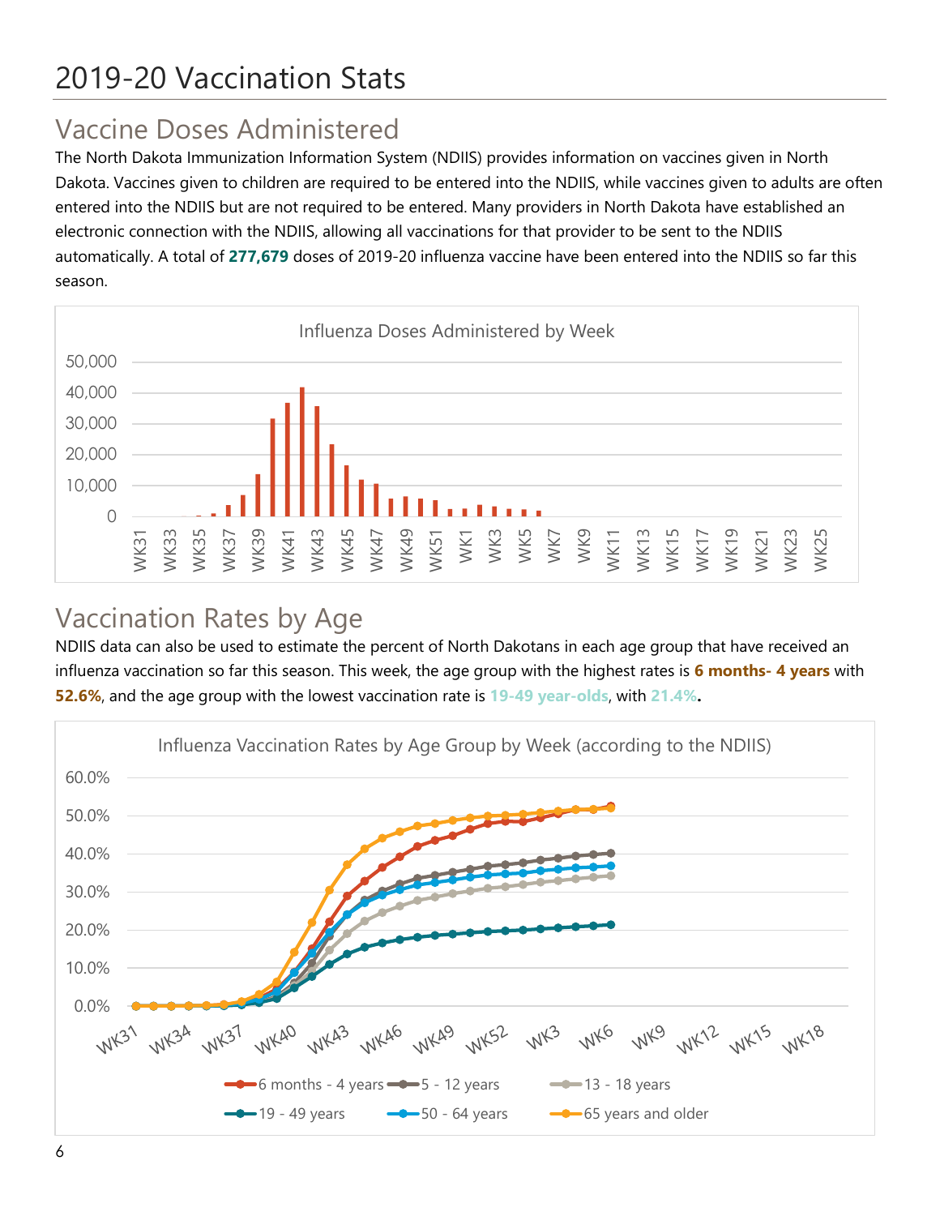# 2019-20 Vaccination Stats

## Vaccine Doses Administered

The North Dakota Immunization Information System (NDIIS) provides information on vaccines given in North Dakota. Vaccines given to children are required to be entered into the NDIIS, while vaccines given to adults are often entered into the NDIIS but are not required to be entered. Many providers in North Dakota have established an electronic connection with the NDIIS, allowing all vaccinations for that provider to be sent to the NDIIS automatically. A total of **277,679** doses of 2019-20 influenza vaccine have been entered into the NDIIS so far this season.

Influenza Doses Administered by Week

50,000
40,000
30,000
20,000
10,000
0

WK31 WK33 WK35 WK37 WK39 WK41 WK43 WK45 WK47 WK49 WK51 WK1 WK3 WK5 WK7 WK9 WK11 WK13 WK15 WK17 WK19 WK21 WK23 WK25

## Vaccination Rates by Age

NDIIS data can also be used to estimate the percent of North Dakotans in each age group that have received an influenza vaccination so far this season. This week, the age group with the highest rates is **6 months- 4 years** with **52.6%**, and the age group with the lowest vaccination rate is **19-49 year-olds**, with **21.4%**.

Influenza Vaccination Rates by Age Group by Week (according to the NDIIS)

60.0%
50.0%
40.0%
30.0%
20.0%
10.0%
0.0%

WK31 WK34 WK37 WK40 WK43 WK46 WK49 WK52 WK3 WK6 WK9 WK12 WK15 WK18

6 months - 4 years
5 - 12 years
13 - 18 years
19 - 49 years
50 - 64 years
65 years and older